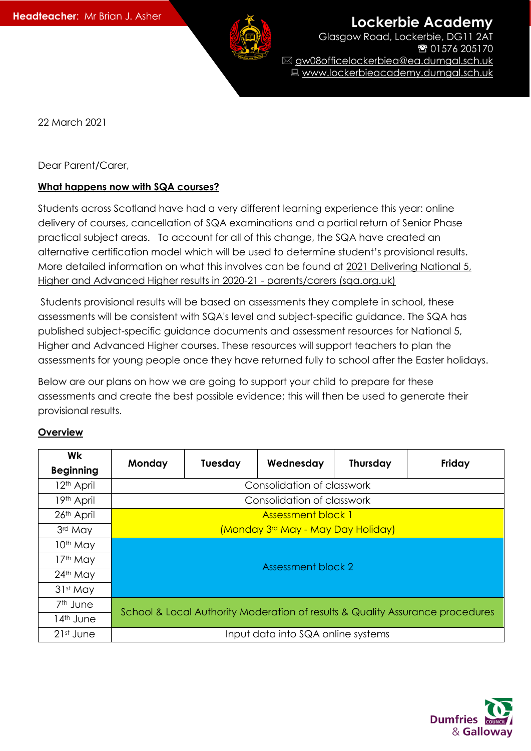**Headteacher:** Mr Brian J. Asher

# Lockerbie Academy

Glasgow Road, Lockerbie, DG11 2AT
☎ 01576 205170
✉ gw08officelockerbiea@ea.dumgal.sch.uk
💻 www.lockerbieacademy.dumgal.sch.uk

22 March 2021

Dear Parent/Carer,

**What happens now with SQA courses?**

Students across Scotland have had a very different learning experience this year: online delivery of courses, cancellation of SQA examinations and a partial return of Senior Phase practical subject areas. To account for all of this change, the SQA have created an alternative certification model which will be used to determine student's provisional results. More detailed information on what this involves can be found at 2021 Delivering National 5, Higher and Advanced Higher results in 2020-21 - parents/carers (sqa.org.uk)

Students provisional results will be based on assessments they complete in school, these assessments will be consistent with SQA's level and subject-specific guidance. The SQA has published subject-specific guidance documents and assessment resources for National 5, Higher and Advanced Higher courses. These resources will support teachers to plan the assessments for young people once they have returned fully to school after the Easter holidays.

Below are our plans on how we are going to support your child to prepare for these assessments and create the best possible evidence; this will then be used to generate their provisional results.

**Overview**

| Wk Beginning | Monday | Tuesday | Wednesday | Thursday | Friday |
|---|---|---|---|---|---|
| 12th April | Consolidation of classwork | | | | |
| 19th April | Consolidation of classwork | | | | |
| 26th April | Assessment block 1 (Monday 3rd May - May Day Holiday) | | | | |
| 3rd May | | | | | |
| 10th May | Assessment block 2 | | | | |
| 17th May | | | | | |
| 24th May | | | | | |
| 31st May | | | | | |
| 7th June | School & Local Authority Moderation of results & Quality Assurance procedures | | | | |
| 14th June | | | | | |
| 21st June | Input data into SQA online systems | | | | |

Dumfries & Galloway Council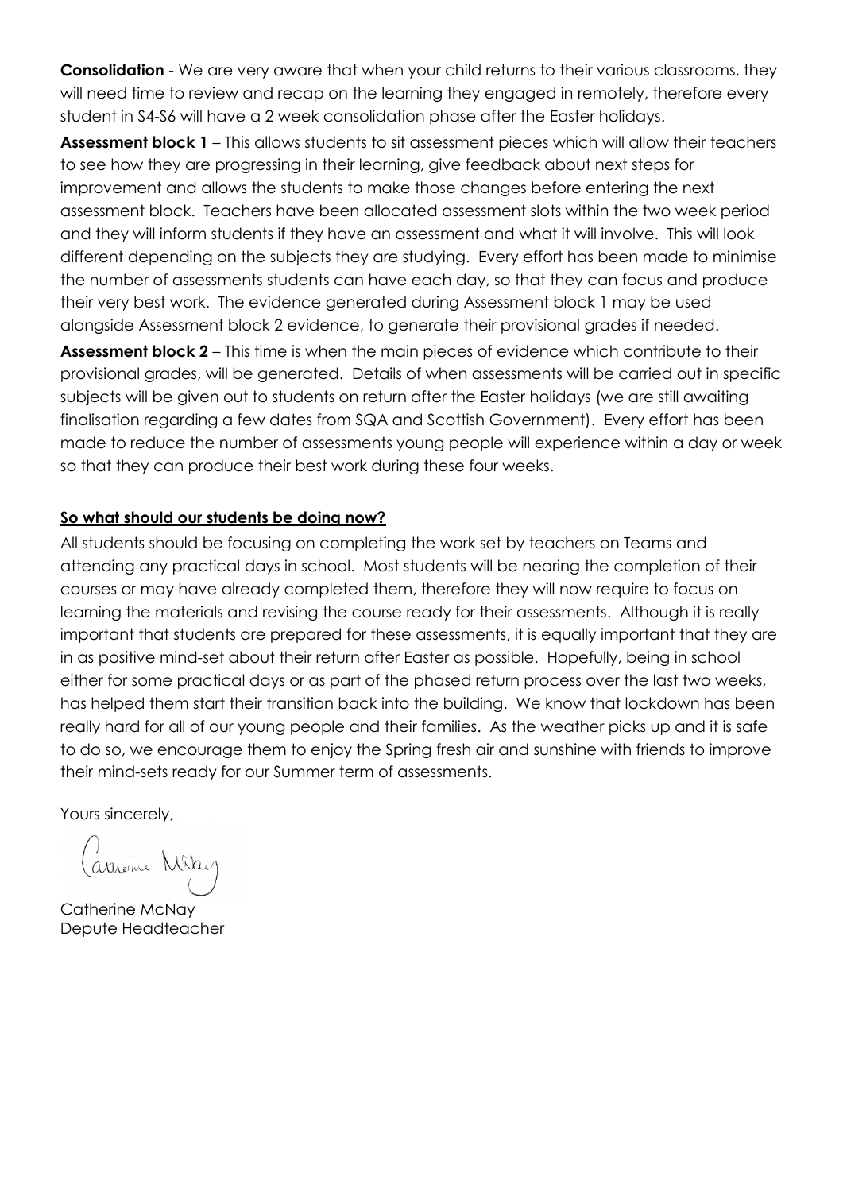**Consolidation** - We are very aware that when your child returns to their various classrooms, they will need time to review and recap on the learning they engaged in remotely, therefore every student in S4-S6 will have a 2 week consolidation phase after the Easter holidays.

**Assessment block 1** – This allows students to sit assessment pieces which will allow their teachers to see how they are progressing in their learning, give feedback about next steps for improvement and allows the students to make those changes before entering the next assessment block. Teachers have been allocated assessment slots within the two week period and they will inform students if they have an assessment and what it will involve. This will look different depending on the subjects they are studying. Every effort has been made to minimise the number of assessments students can have each day, so that they can focus and produce their very best work. The evidence generated during Assessment block 1 may be used alongside Assessment block 2 evidence, to generate their provisional grades if needed.

**Assessment block 2** – This time is when the main pieces of evidence which contribute to their provisional grades, will be generated. Details of when assessments will be carried out in specific subjects will be given out to students on return after the Easter holidays (we are still awaiting finalisation regarding a few dates from SQA and Scottish Government). Every effort has been made to reduce the number of assessments young people will experience within a day or week so that they can produce their best work during these four weeks.

**So what should our students be doing now?**

All students should be focusing on completing the work set by teachers on Teams and attending any practical days in school. Most students will be nearing the completion of their courses or may have already completed them, therefore they will now require to focus on learning the materials and revising the course ready for their assessments. Although it is really important that students are prepared for these assessments, it is equally important that they are in as positive mind-set about their return after Easter as possible. Hopefully, being in school either for some practical days or as part of the phased return process over the last two weeks, has helped them start their transition back into the building. We know that lockdown has been really hard for all of our young people and their families. As the weather picks up and it is safe to do so, we encourage them to enjoy the Spring fresh air and sunshine with friends to improve their mind-sets ready for our Summer term of assessments.

Yours sincerely,

Catherine McNay

Catherine McNay
Depute Headteacher